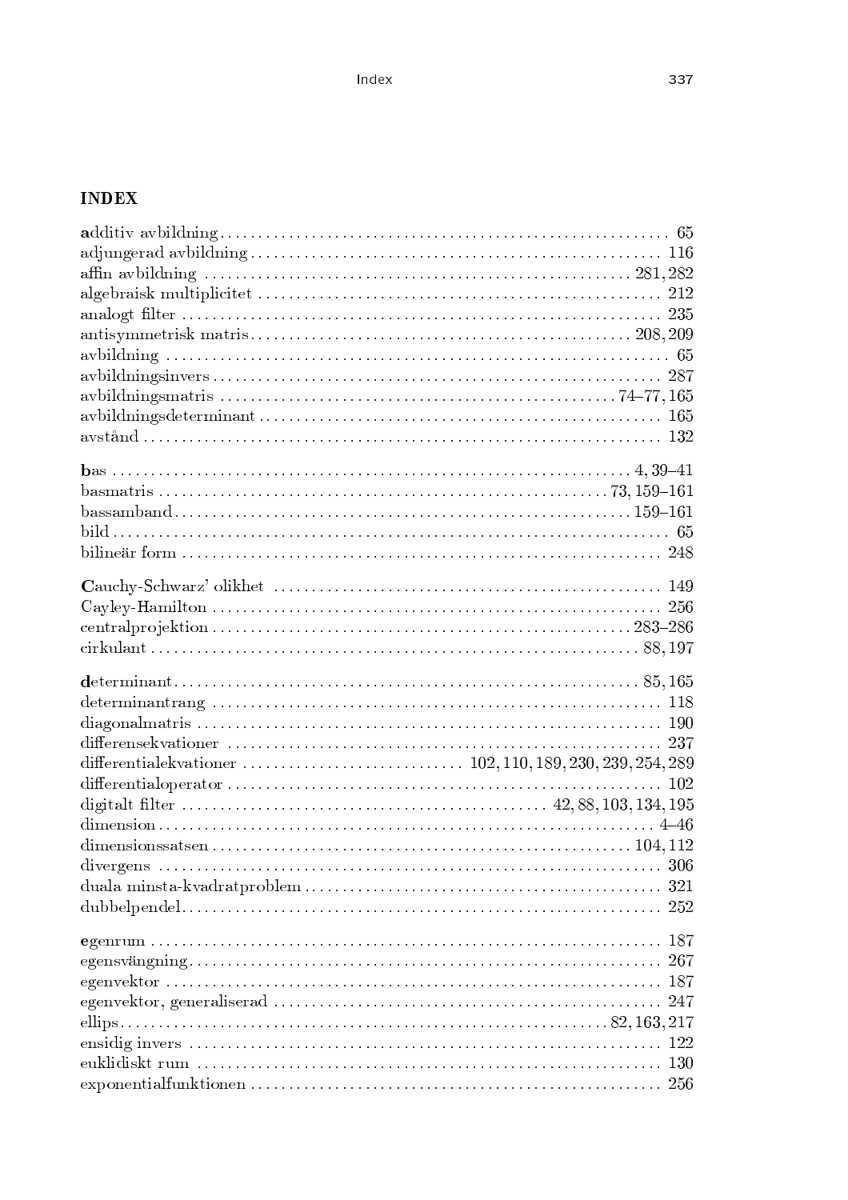## INDEX

**a**dditiv avbildning ... 65
adjungerad avbildning ... 116
affin avbildning ... 281, 282
algebraisk multiplicitet ... 212
analogt filter ... 235
antisymmetrisk matris ... 208, 209
avbildning ... 65
avbildningsinvers ... 287
avbildningsmatris ... 74–77, 165
avbildningsdeterminant ... 165
avstånd ... 132

**b**as ... 4, 39–41
basmatris ... 73, 159–161
bassamband ... 159–161
bild ... 65
bilineär form ... 248

**C**auchy-Schwarz' olikhet ... 149
Cayley-Hamilton ... 256
centralprojektion ... 283–286
cirkulant ... 88, 197

**d**eterminant ... 85, 165
determinantrang ... 118
diagonalmatris ... 190
differensekvationer ... 237
differentialekvationer ... 102, 110, 189, 230, 239, 254, 289
differentialoperator ... 102
digitalt filter ... 42, 88, 103, 134, 195
dimension ... 4–46
dimensionssatsen ... 104, 112
divergens ... 306
duala minsta-kvadratproblem ... 321
dubbelpendel ... 252

**e**genrum ... 187
egensvängning ... 267
egenvektor ... 187
egenvektor, generaliserad ... 247
ellips ... 82, 163, 217
ensidig invers ... 122
euklidiskt rum ... 130
exponentialfunktionen ... 256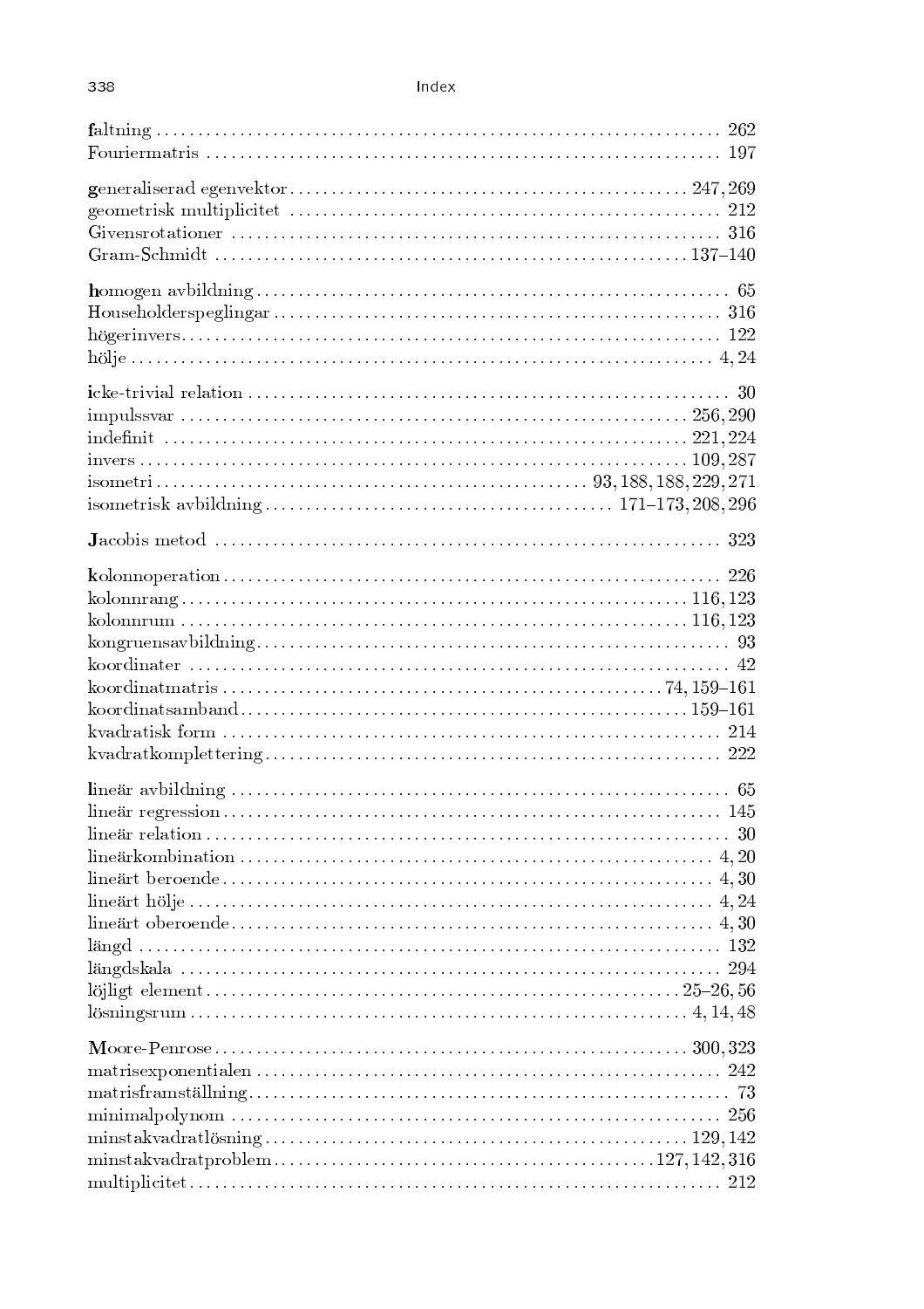**f**altning ... 262
Fouriermatris ... 197

**g**eneraliserad egenvektor ... 247, 269
geometrisk multiplicitet ... 212
Givensrotationer ... 316
Gram-Schmidt ... 137–140

**h**omogen avbildning ... 65
Householderspeglingar ... 316
högerinvers ... 122
hölje ... 4, 24

**i**cke-trivial relation ... 30
impulssvar ... 256, 290
indefinit ... 221, 224
invers ... 109, 287
isometri ... 93, 188, 188, 229, 271
isometrisk avbildning ... 171–173, 208, 296

**J**acobis metod ... 323

**k**olonnoperation ... 226
kolonnrang ... 116, 123
kolonnrum ... 116, 123
kongruensavbildning ... 93
koordinater ... 42
koordinatmatris ... 74, 159–161
koordinatsamband ... 159–161
kvadratisk form ... 214
kvadratkomplettering ... 222

**l**ineär avbildning ... 65
lineär regression ... 145
lineär relation ... 30
lineärkombination ... 4, 20
lineärt beroende ... 4, 30
lineärt hölje ... 4, 24
lineärt oberoende ... 4, 30
längd ... 132
längdskala ... 294
löjligt element ... 25–26, 56
lösningsrum ... 4, 14, 48

**M**oore-Penrose ... 300, 323
matrisexponentialen ... 242
matrisframställning ... 73
minimalpolynom ... 256
minstakvadratlösning ... 129, 142
minstakvadratproblem ... 127, 142, 316
multiplicitet ... 212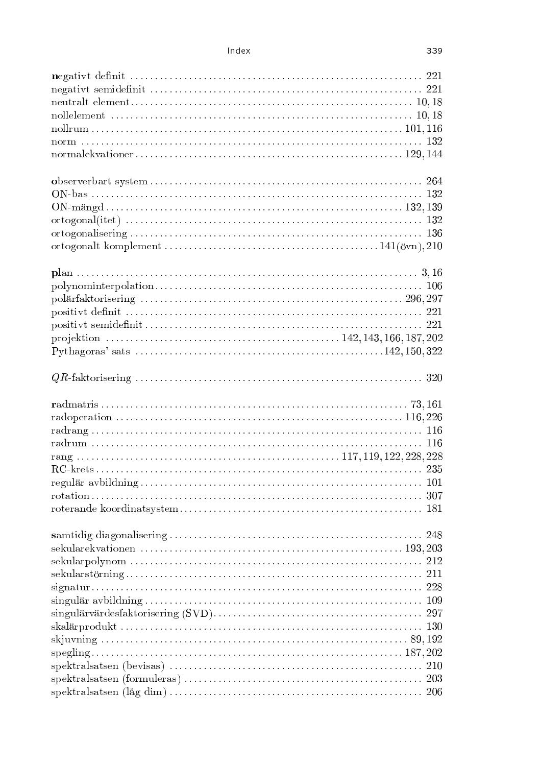**n**egativt definit ........ 221
negativt semidefinit ........ 221
neutralt element ........ 10, 18
nollelement ........ 10, 18
nollrum ........ 101, 116
norm ........ 132
normalekvationer ........ 129, 144

**o**bserverbart system ........ 264
ON-bas ........ 132
ON-mängd ........ 132, 139
ortogonal(itet) ........ 132
ortogonalisering ........ 136
ortogonalt komplement ........ 141(övn), 210

**p**lan ........ 3, 16
polynominterpolation ........ 106
polärfaktorisering ........ 296, 297
positivt definit ........ 221
positivt semidefinit ........ 221
projektion ........ 142, 143, 166, 187, 202
Pythagoras' sats ........ 142, 150, 322

$QR$-faktorisering ........ 320

**r**admatris ........ 73, 161
radoperation ........ 116, 226
radrang ........ 116
radrum ........ 116
rang ........ 117, 119, 122, 228, 228
RC-krets ........ 235
regulär avbildning ........ 101
rotation ........ 307
roterande koordinatsystem ........ 181

**s**amtidig diagonalisering ........ 248
sekularekvationen ........ 193, 203
sekularpolynom ........ 212
sekularstörning ........ 211
signatur ........ 228
singulär avbildning ........ 109
singulärvärdesfaktorisering (SVD) ........ 297
skalärprodukt ........ 130
skjuvning ........ 89, 192
spegling ........ 187, 202
spektralsatsen (bevisas) ........ 210
spektralsatsen (formuleras) ........ 203
spektralsatsen (låg dim) ........ 206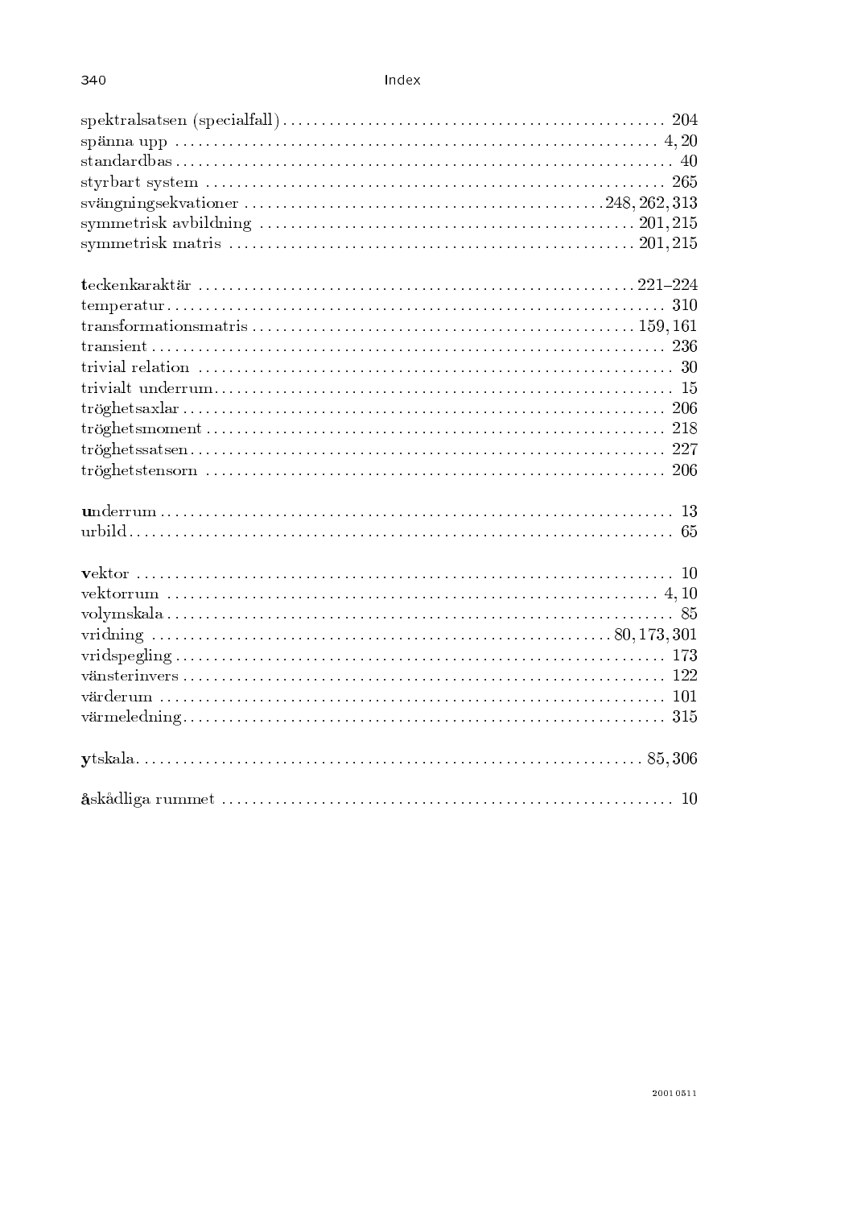spektralsatsen (specialfall) ... 204
spänna upp ... 4, 20
standardbas ... 40
styrbart system ... 265
svängningsekvationer ... 248, 262, 313
symmetrisk avbildning ... 201, 215
symmetrisk matris ... 201, 215

**t**eckenkaraktär ... 221–224
temperatur ... 310
transformationsmatris ... 159, 161
transient ... 236
trivial relation ... 30
trivialt underrum ... 15
tröghetsaxlar ... 206
tröghetsmoment ... 218
tröghetssatsen ... 227
tröghetstensorn ... 206

**u**nderrum ... 13
urbild ... 65

**v**ektor ... 10
vektorrum ... 4, 10
volymskala ... 85
vridning ... 80, 173, 301
vridspegling ... 173
vänsterinvers ... 122
värderum ... 101
värmeledning ... 315

**y**tskala ... 85, 306

**å**skådliga rummet ... 10

20010511